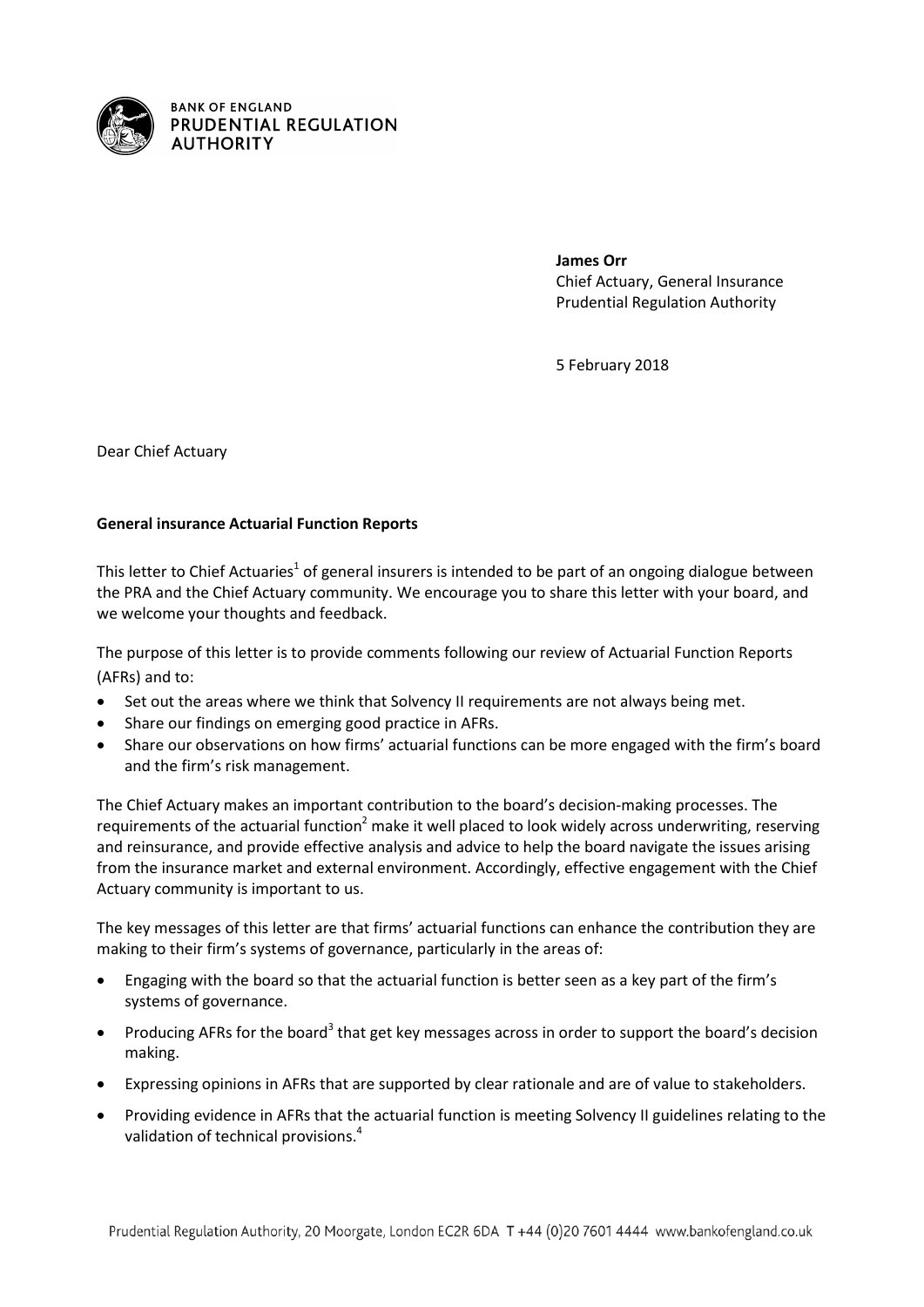BANK OF ENGLAND
PRUDENTIAL REGULATION
AUTHORITY

**James Orr**
Chief Actuary, General Insurance
Prudential Regulation Authority

5 February 2018

Dear Chief Actuary

**General insurance Actuarial Function Reports**

This letter to Chief Actuaries[1] of general insurers is intended to be part of an ongoing dialogue between the PRA and the Chief Actuary community. We encourage you to share this letter with your board, and we welcome your thoughts and feedback.

The purpose of this letter is to provide comments following our review of Actuarial Function Reports (AFRs) and to:

- Set out the areas where we think that Solvency II requirements are not always being met.
- Share our findings on emerging good practice in AFRs.
- Share our observations on how firms' actuarial functions can be more engaged with the firm's board and the firm's risk management.

The Chief Actuary makes an important contribution to the board's decision-making processes. The requirements of the actuarial function[2] make it well placed to look widely across underwriting, reserving and reinsurance, and provide effective analysis and advice to help the board navigate the issues arising from the insurance market and external environment. Accordingly, effective engagement with the Chief Actuary community is important to us.

The key messages of this letter are that firms' actuarial functions can enhance the contribution they are making to their firm's systems of governance, particularly in the areas of:

- Engaging with the board so that the actuarial function is better seen as a key part of the firm's systems of governance.
- Producing AFRs for the board[3] that get key messages across in order to support the board's decision making.
- Expressing opinions in AFRs that are supported by clear rationale and are of value to stakeholders.
- Providing evidence in AFRs that the actuarial function is meeting Solvency II guidelines relating to the validation of technical provisions.[4]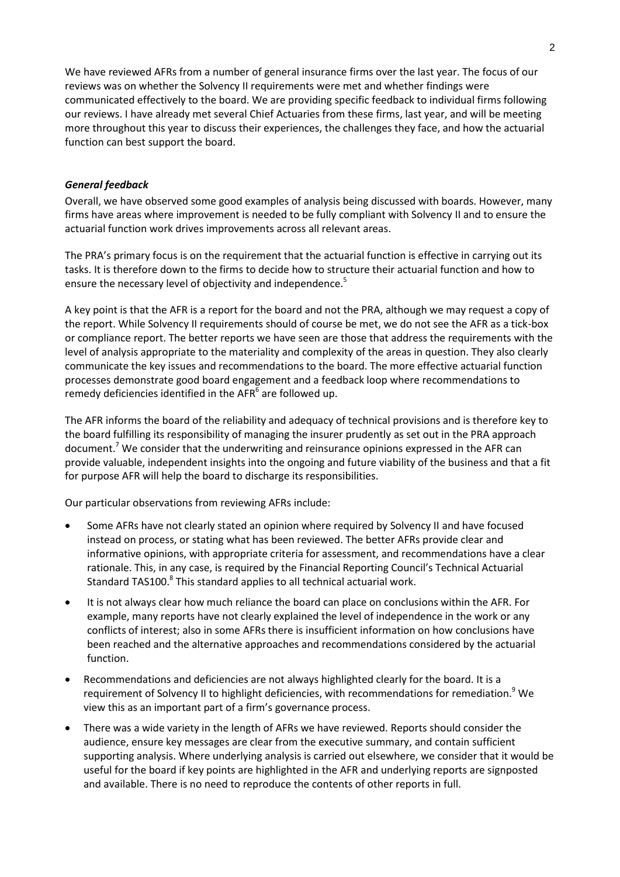We have reviewed AFRs from a number of general insurance firms over the last year. The focus of our reviews was on whether the Solvency II requirements were met and whether findings were communicated effectively to the board. We are providing specific feedback to individual firms following our reviews. I have already met several Chief Actuaries from these firms, last year, and will be meeting more throughout this year to discuss their experiences, the challenges they face, and how the actuarial function can best support the board.

### ***General feedback***

Overall, we have observed some good examples of analysis being discussed with boards. However, many firms have areas where improvement is needed to be fully compliant with Solvency II and to ensure the actuarial function work drives improvements across all relevant areas.

The PRA's primary focus is on the requirement that the actuarial function is effective in carrying out its tasks. It is therefore down to the firms to decide how to structure their actuarial function and how to ensure the necessary level of objectivity and independence.[5]

A key point is that the AFR is a report for the board and not the PRA, although we may request a copy of the report. While Solvency II requirements should of course be met, we do not see the AFR as a tick-box or compliance report. The better reports we have seen are those that address the requirements with the level of analysis appropriate to the materiality and complexity of the areas in question. They also clearly communicate the key issues and recommendations to the board. The more effective actuarial function processes demonstrate good board engagement and a feedback loop where recommendations to remedy deficiencies identified in the AFR[6] are followed up.

The AFR informs the board of the reliability and adequacy of technical provisions and is therefore key to the board fulfilling its responsibility of managing the insurer prudently as set out in the PRA approach document.[7] We consider that the underwriting and reinsurance opinions expressed in the AFR can provide valuable, independent insights into the ongoing and future viability of the business and that a fit for purpose AFR will help the board to discharge its responsibilities.

Our particular observations from reviewing AFRs include:

- Some AFRs have not clearly stated an opinion where required by Solvency II and have focused instead on process, or stating what has been reviewed. The better AFRs provide clear and informative opinions, with appropriate criteria for assessment, and recommendations have a clear rationale. This, in any case, is required by the Financial Reporting Council's Technical Actuarial Standard TAS100.[8] This standard applies to all technical actuarial work.
- It is not always clear how much reliance the board can place on conclusions within the AFR. For example, many reports have not clearly explained the level of independence in the work or any conflicts of interest; also in some AFRs there is insufficient information on how conclusions have been reached and the alternative approaches and recommendations considered by the actuarial function.
- Recommendations and deficiencies are not always highlighted clearly for the board. It is a requirement of Solvency II to highlight deficiencies, with recommendations for remediation.[9] We view this as an important part of a firm's governance process.
- There was a wide variety in the length of AFRs we have reviewed. Reports should consider the audience, ensure key messages are clear from the executive summary, and contain sufficient supporting analysis. Where underlying analysis is carried out elsewhere, we consider that it would be useful for the board if key points are highlighted in the AFR and underlying reports are signposted and available. There is no need to reproduce the contents of other reports in full.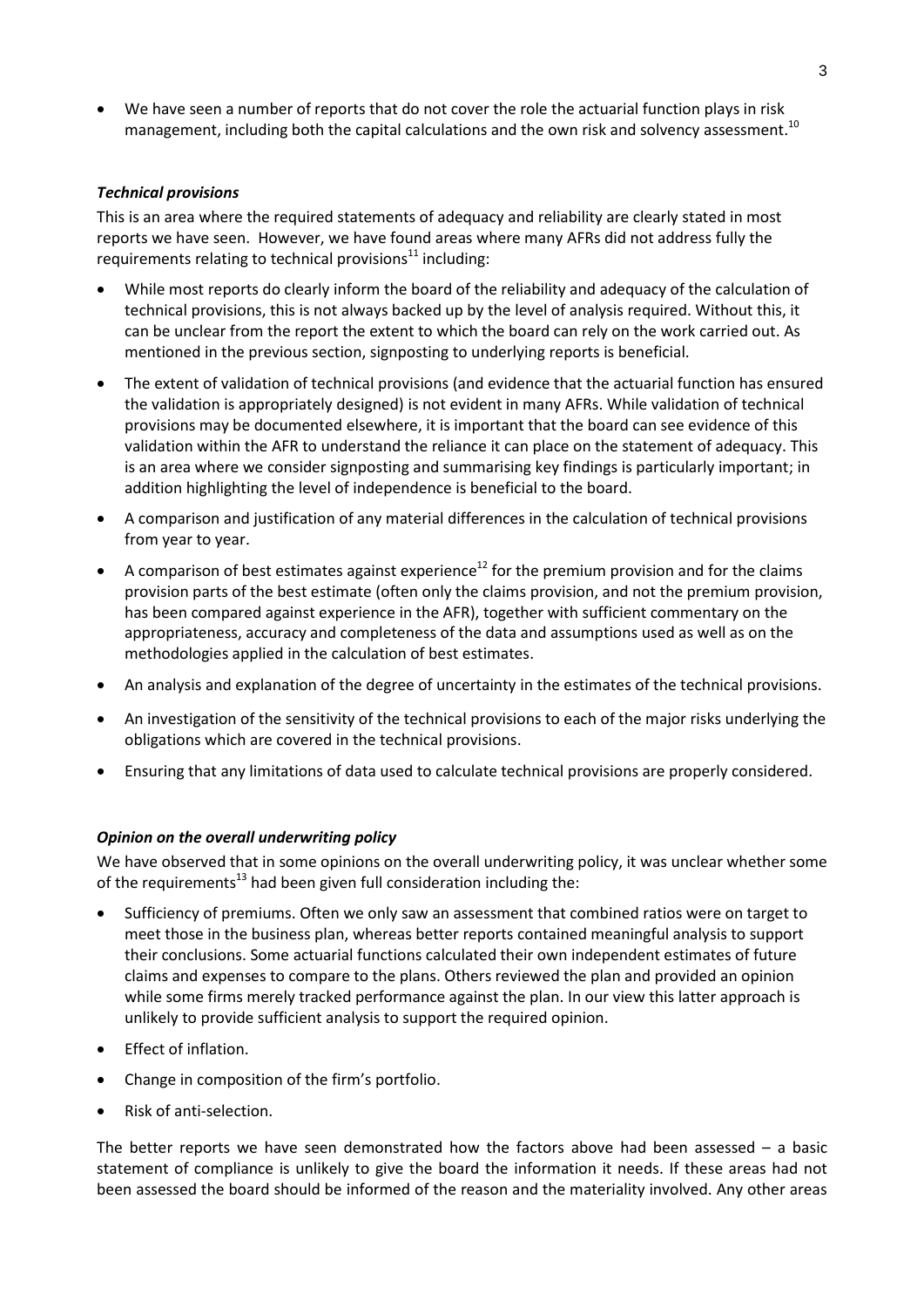- We have seen a number of reports that do not cover the role the actuarial function plays in risk management, including both the capital calculations and the own risk and solvency assessment.[10]

### *Technical provisions*

This is an area where the required statements of adequacy and reliability are clearly stated in most reports we have seen. However, we have found areas where many AFRs did not address fully the requirements relating to technical provisions[11] including:

- While most reports do clearly inform the board of the reliability and adequacy of the calculation of technical provisions, this is not always backed up by the level of analysis required. Without this, it can be unclear from the report the extent to which the board can rely on the work carried out. As mentioned in the previous section, signposting to underlying reports is beneficial.
- The extent of validation of technical provisions (and evidence that the actuarial function has ensured the validation is appropriately designed) is not evident in many AFRs. While validation of technical provisions may be documented elsewhere, it is important that the board can see evidence of this validation within the AFR to understand the reliance it can place on the statement of adequacy. This is an area where we consider signposting and summarising key findings is particularly important; in addition highlighting the level of independence is beneficial to the board.
- A comparison and justification of any material differences in the calculation of technical provisions from year to year.
- A comparison of best estimates against experience[12] for the premium provision and for the claims provision parts of the best estimate (often only the claims provision, and not the premium provision, has been compared against experience in the AFR), together with sufficient commentary on the appropriateness, accuracy and completeness of the data and assumptions used as well as on the methodologies applied in the calculation of best estimates.
- An analysis and explanation of the degree of uncertainty in the estimates of the technical provisions.
- An investigation of the sensitivity of the technical provisions to each of the major risks underlying the obligations which are covered in the technical provisions.
- Ensuring that any limitations of data used to calculate technical provisions are properly considered.

### *Opinion on the overall underwriting policy*

We have observed that in some opinions on the overall underwriting policy, it was unclear whether some of the requirements[13] had been given full consideration including the:

- Sufficiency of premiums. Often we only saw an assessment that combined ratios were on target to meet those in the business plan, whereas better reports contained meaningful analysis to support their conclusions. Some actuarial functions calculated their own independent estimates of future claims and expenses to compare to the plans. Others reviewed the plan and provided an opinion while some firms merely tracked performance against the plan. In our view this latter approach is unlikely to provide sufficient analysis to support the required opinion.
- Effect of inflation.
- Change in composition of the firm's portfolio.
- Risk of anti-selection.

The better reports we have seen demonstrated how the factors above had been assessed – a basic statement of compliance is unlikely to give the board the information it needs. If these areas had not been assessed the board should be informed of the reason and the materiality involved. Any other areas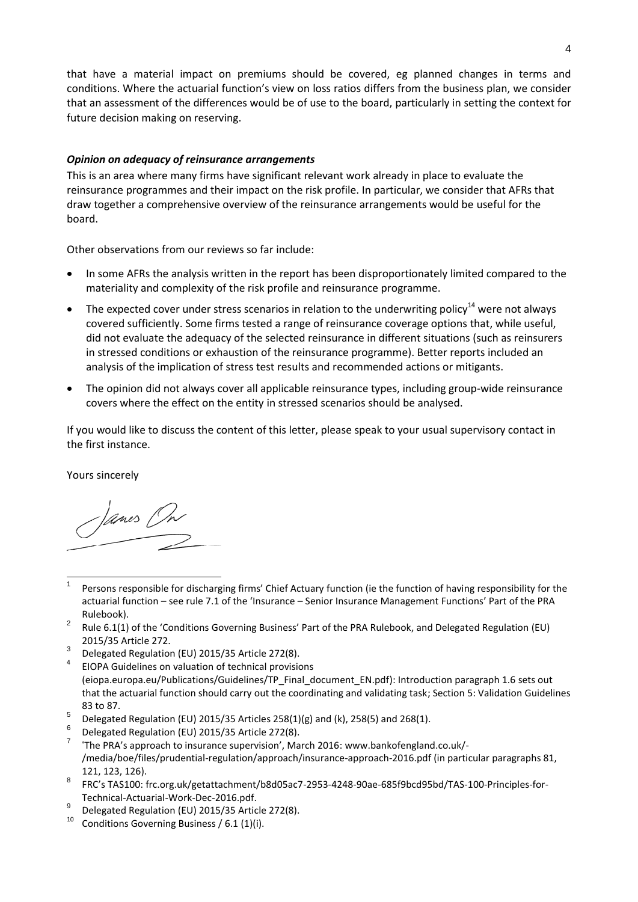that have a material impact on premiums should be covered, eg planned changes in terms and conditions. Where the actuarial function's view on loss ratios differs from the business plan, we consider that an assessment of the differences would be of use to the board, particularly in setting the context for future decision making on reserving.

### *Opinion on adequacy of reinsurance arrangements*

This is an area where many firms have significant relevant work already in place to evaluate the reinsurance programmes and their impact on the risk profile. In particular, we consider that AFRs that draw together a comprehensive overview of the reinsurance arrangements would be useful for the board.

Other observations from our reviews so far include:

- In some AFRs the analysis written in the report has been disproportionately limited compared to the materiality and complexity of the risk profile and reinsurance programme.
- The expected cover under stress scenarios in relation to the underwriting policy[14] were not always covered sufficiently. Some firms tested a range of reinsurance coverage options that, while useful, did not evaluate the adequacy of the selected reinsurance in different situations (such as reinsurers in stressed conditions or exhaustion of the reinsurance programme). Better reports included an analysis of the implication of stress test results and recommended actions or mitigants.
- The opinion did not always cover all applicable reinsurance types, including group-wide reinsurance covers where the effect on the entity in stressed scenarios should be analysed.

If you would like to discuss the content of this letter, please speak to your usual supervisory contact in the first instance.

Yours sincerely

James Orr

---

[1] Persons responsible for discharging firms' Chief Actuary function (ie the function of having responsibility for the actuarial function – see rule 7.1 of the 'Insurance – Senior Insurance Management Functions' Part of the PRA Rulebook).

[2] Rule 6.1(1) of the 'Conditions Governing Business' Part of the PRA Rulebook, and Delegated Regulation (EU) 2015/35 Article 272.

[3] Delegated Regulation (EU) 2015/35 Article 272(8).

[4] EIOPA Guidelines on valuation of technical provisions (eiopa.europa.eu/Publications/Guidelines/TP_Final_document_EN.pdf): Introduction paragraph 1.6 sets out that the actuarial function should carry out the coordinating and validating task; Section 5: Validation Guidelines 83 to 87.

[5] Delegated Regulation (EU) 2015/35 Articles 258(1)(g) and (k), 258(5) and 268(1).

[6] Delegated Regulation (EU) 2015/35 Article 272(8).

[7] 'The PRA's approach to insurance supervision', March 2016: www.bankofengland.co.uk/-/media/boe/files/prudential-regulation/approach/insurance-approach-2016.pdf (in particular paragraphs 81, 121, 123, 126).

[8] FRC's TAS100: frc.org.uk/getattachment/b8d05ac7-2953-4248-90ae-685f9bcd95bd/TAS-100-Principles-for-Technical-Actuarial-Work-Dec-2016.pdf.

[9] Delegated Regulation (EU) 2015/35 Article 272(8).

[10] Conditions Governing Business / 6.1 (1)(i).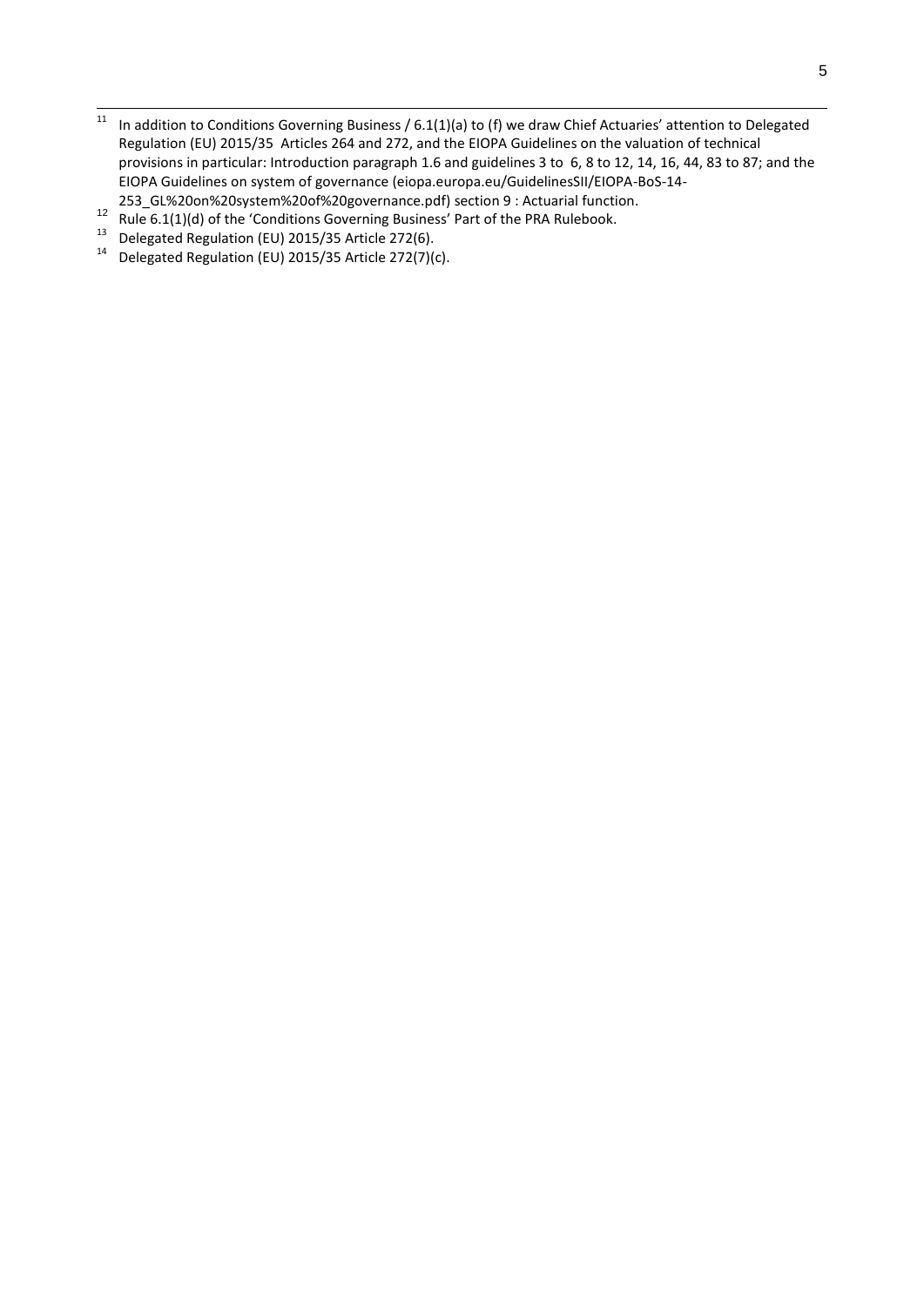[11] In addition to Conditions Governing Business / 6.1(1)(a) to (f) we draw Chief Actuaries' attention to Delegated Regulation (EU) 2015/35 Articles 264 and 272, and the EIOPA Guidelines on the valuation of technical provisions in particular: Introduction paragraph 1.6 and guidelines 3 to 6, 8 to 12, 14, 16, 44, 83 to 87; and the EIOPA Guidelines on system of governance (eiopa.europa.eu/GuidelinesSII/EIOPA-BoS-14-253_GL%20on%20system%20of%20governance.pdf) section 9 : Actuarial function.

[12] Rule 6.1(1)(d) of the 'Conditions Governing Business' Part of the PRA Rulebook.

[13] Delegated Regulation (EU) 2015/35 Article 272(6).

[14] Delegated Regulation (EU) 2015/35 Article 272(7)(c).